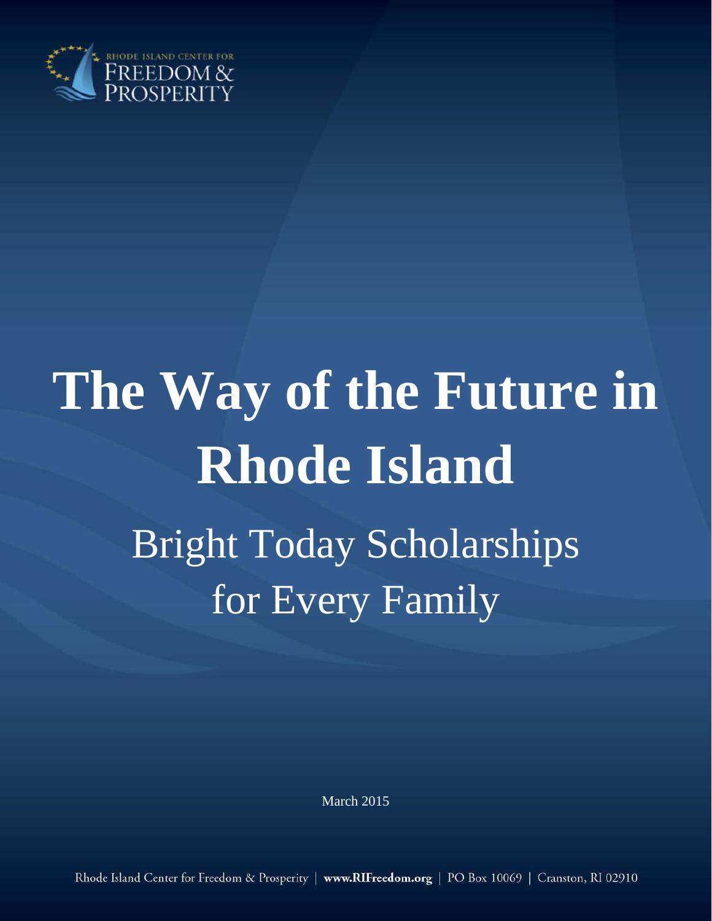RHODE ISLAND CENTER FOR FREEDOM & PROSPERITY

# The Way of the Future in Rhode Island

## Bright Today Scholarships for Every Family

March 2015

Rhode Island Center for Freedom & Prosperity | **www.RIFreedom.org** | PO Box 10069 | Cranston, RI 02910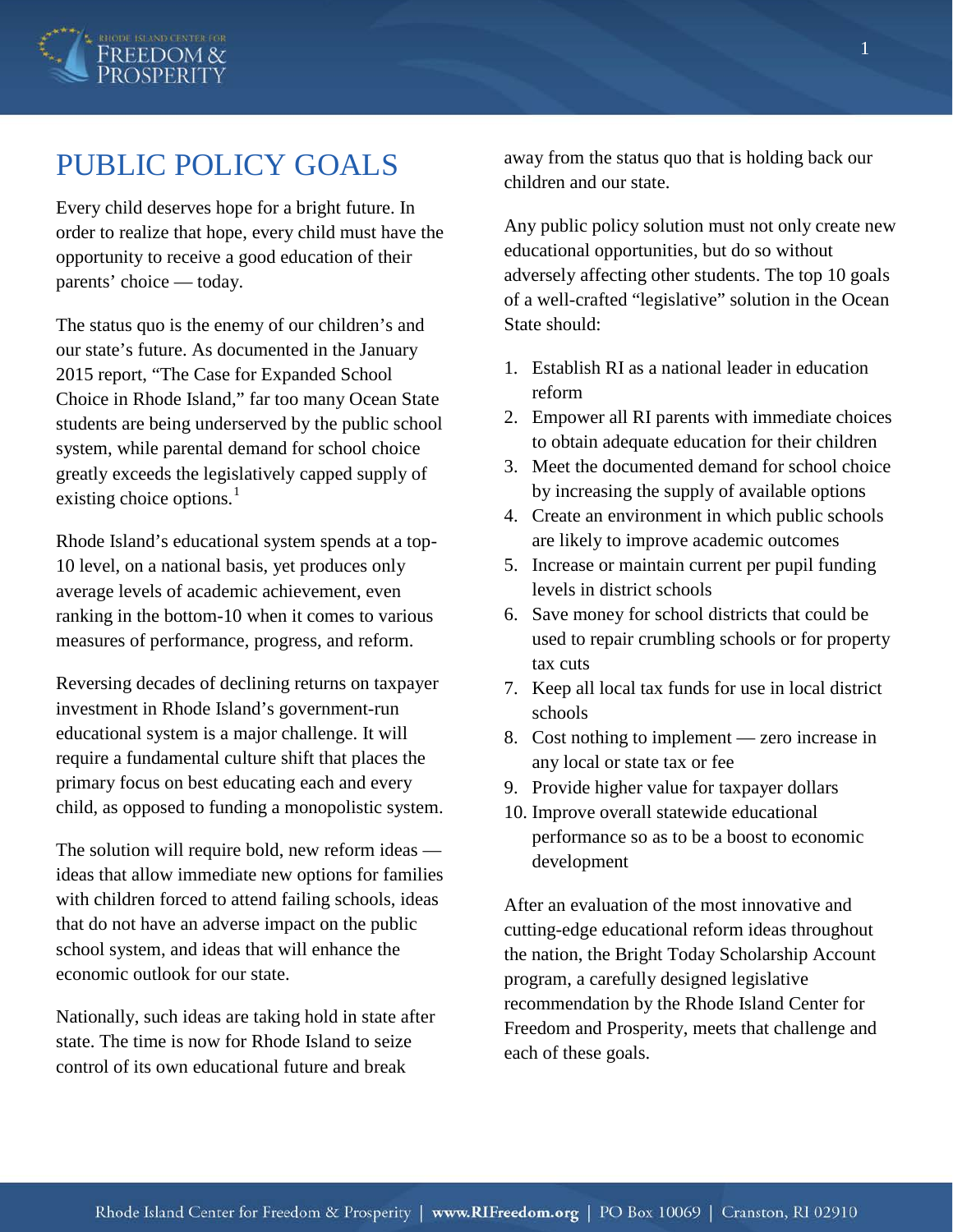# PUBLIC POLICY GOALS

Every child deserves hope for a bright future. In order to realize that hope, every child must have the opportunity to receive a good education of their parents' choice — today.

The status quo is the enemy of our children's and our state's future. As documented in the January 2015 report, "The Case for Expanded School Choice in Rhode Island," far too many Ocean State students are being underserved by the public school system, while parental demand for school choice greatly exceeds the legislatively capped supply of existing choice options.[1]

Rhode Island's educational system spends at a top-10 level, on a national basis, yet produces only average levels of academic achievement, even ranking in the bottom-10 when it comes to various measures of performance, progress, and reform.

Reversing decades of declining returns on taxpayer investment in Rhode Island's government-run educational system is a major challenge. It will require a fundamental culture shift that places the primary focus on best educating each and every child, as opposed to funding a monopolistic system.

The solution will require bold, new reform ideas — ideas that allow immediate new options for families with children forced to attend failing schools, ideas that do not have an adverse impact on the public school system, and ideas that will enhance the economic outlook for our state.

Nationally, such ideas are taking hold in state after state. The time is now for Rhode Island to seize control of its own educational future and break away from the status quo that is holding back our children and our state.

Any public policy solution must not only create new educational opportunities, but do so without adversely affecting other students. The top 10 goals of a well-crafted "legislative" solution in the Ocean State should:

1. Establish RI as a national leader in education reform
2. Empower all RI parents with immediate choices to obtain adequate education for their children
3. Meet the documented demand for school choice by increasing the supply of available options
4. Create an environment in which public schools are likely to improve academic outcomes
5. Increase or maintain current per pupil funding levels in district schools
6. Save money for school districts that could be used to repair crumbling schools or for property tax cuts
7. Keep all local tax funds for use in local district schools
8. Cost nothing to implement — zero increase in any local or state tax or fee
9. Provide higher value for taxpayer dollars
10. Improve overall statewide educational performance so as to be a boost to economic development

After an evaluation of the most innovative and cutting-edge educational reform ideas throughout the nation, the Bright Today Scholarship Account program, a carefully designed legislative recommendation by the Rhode Island Center for Freedom and Prosperity, meets that challenge and each of these goals.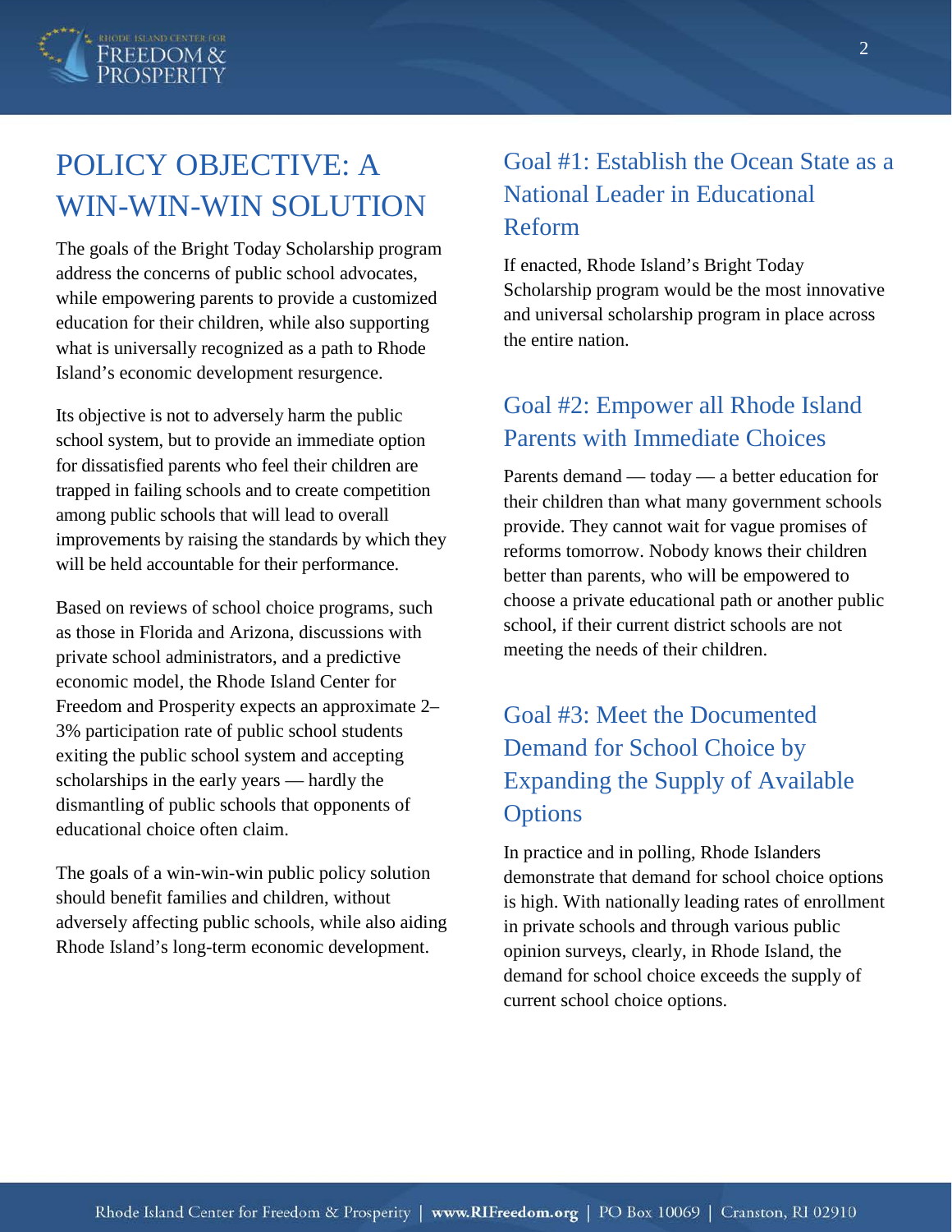# POLICY OBJECTIVE: A WIN-WIN-WIN SOLUTION

The goals of the Bright Today Scholarship program address the concerns of public school advocates, while empowering parents to provide a customized education for their children, while also supporting what is universally recognized as a path to Rhode Island's economic development resurgence.

Its objective is not to adversely harm the public school system, but to provide an immediate option for dissatisfied parents who feel their children are trapped in failing schools and to create competition among public schools that will lead to overall improvements by raising the standards by which they will be held accountable for their performance.

Based on reviews of school choice programs, such as those in Florida and Arizona, discussions with private school administrators, and a predictive economic model, the Rhode Island Center for Freedom and Prosperity expects an approximate 2–3% participation rate of public school students exiting the public school system and accepting scholarships in the early years — hardly the dismantling of public schools that opponents of educational choice often claim.

The goals of a win-win-win public policy solution should benefit families and children, without adversely affecting public schools, while also aiding Rhode Island's long-term economic development.

## Goal #1: Establish the Ocean State as a National Leader in Educational Reform

If enacted, Rhode Island's Bright Today Scholarship program would be the most innovative and universal scholarship program in place across the entire nation.

## Goal #2: Empower all Rhode Island Parents with Immediate Choices

Parents demand — today — a better education for their children than what many government schools provide. They cannot wait for vague promises of reforms tomorrow. Nobody knows their children better than parents, who will be empowered to choose a private educational path or another public school, if their current district schools are not meeting the needs of their children.

## Goal #3: Meet the Documented Demand for School Choice by Expanding the Supply of Available Options

In practice and in polling, Rhode Islanders demonstrate that demand for school choice options is high. With nationally leading rates of enrollment in private schools and through various public opinion surveys, clearly, in Rhode Island, the demand for school choice exceeds the supply of current school choice options.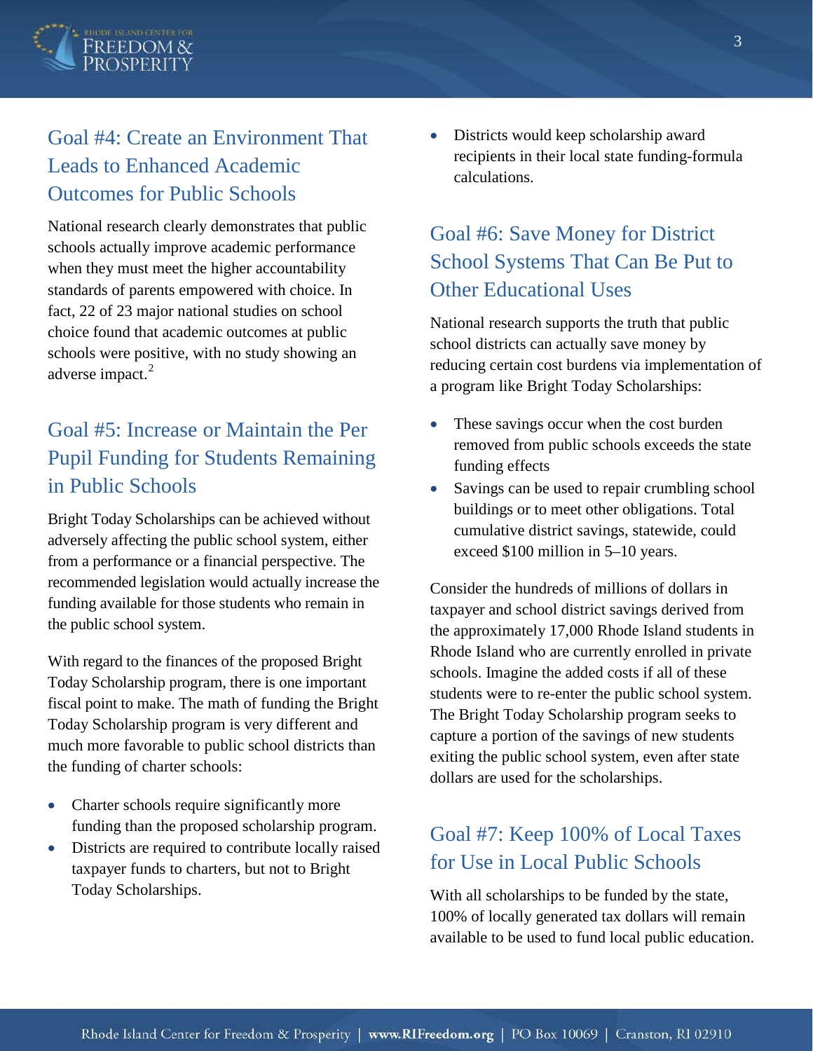## Goal #4: Create an Environment That Leads to Enhanced Academic Outcomes for Public Schools

National research clearly demonstrates that public schools actually improve academic performance when they must meet the higher accountability standards of parents empowered with choice. In fact, 22 of 23 major national studies on school choice found that academic outcomes at public schools were positive, with no study showing an adverse impact.[2]

## Goal #5: Increase or Maintain the Per Pupil Funding for Students Remaining in Public Schools

Bright Today Scholarships can be achieved without adversely affecting the public school system, either from a performance or a financial perspective. The recommended legislation would actually increase the funding available for those students who remain in the public school system.

With regard to the finances of the proposed Bright Today Scholarship program, there is one important fiscal point to make. The math of funding the Bright Today Scholarship program is very different and much more favorable to public school districts than the funding of charter schools:

- Charter schools require significantly more funding than the proposed scholarship program.
- Districts are required to contribute locally raised taxpayer funds to charters, but not to Bright Today Scholarships.
- Districts would keep scholarship award recipients in their local state funding-formula calculations.

## Goal #6: Save Money for District School Systems That Can Be Put to Other Educational Uses

National research supports the truth that public school districts can actually save money by reducing certain cost burdens via implementation of a program like Bright Today Scholarships:

- These savings occur when the cost burden removed from public schools exceeds the state funding effects
- Savings can be used to repair crumbling school buildings or to meet other obligations. Total cumulative district savings, statewide, could exceed $100 million in 5–10 years.

Consider the hundreds of millions of dollars in taxpayer and school district savings derived from the approximately 17,000 Rhode Island students in Rhode Island who are currently enrolled in private schools. Imagine the added costs if all of these students were to re-enter the public school system. The Bright Today Scholarship program seeks to capture a portion of the savings of new students exiting the public school system, even after state dollars are used for the scholarships.

## Goal #7: Keep 100% of Local Taxes for Use in Local Public Schools

With all scholarships to be funded by the state, 100% of locally generated tax dollars will remain available to be used to fund local public education.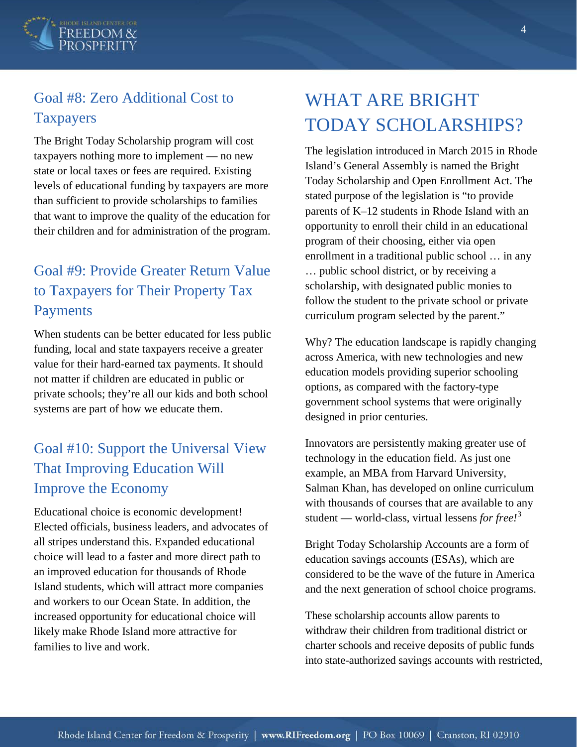## Goal #8: Zero Additional Cost to Taxpayers

The Bright Today Scholarship program will cost taxpayers nothing more to implement — no new state or local taxes or fees are required. Existing levels of educational funding by taxpayers are more than sufficient to provide scholarships to families that want to improve the quality of the education for their children and for administration of the program.

## Goal #9: Provide Greater Return Value to Taxpayers for Their Property Tax Payments

When students can be better educated for less public funding, local and state taxpayers receive a greater value for their hard-earned tax payments. It should not matter if children are educated in public or private schools; they're all our kids and both school systems are part of how we educate them.

## Goal #10: Support the Universal View That Improving Education Will Improve the Economy

Educational choice is economic development! Elected officials, business leaders, and advocates of all stripes understand this. Expanded educational choice will lead to a faster and more direct path to an improved education for thousands of Rhode Island students, which will attract more companies and workers to our Ocean State. In addition, the increased opportunity for educational choice will likely make Rhode Island more attractive for families to live and work.

# WHAT ARE BRIGHT TODAY SCHOLARSHIPS?

The legislation introduced in March 2015 in Rhode Island's General Assembly is named the Bright Today Scholarship and Open Enrollment Act. The stated purpose of the legislation is "to provide parents of K–12 students in Rhode Island with an opportunity to enroll their child in an educational program of their choosing, either via open enrollment in a traditional public school … in any … public school district, or by receiving a scholarship, with designated public monies to follow the student to the private school or private curriculum program selected by the parent."

Why? The education landscape is rapidly changing across America, with new technologies and new education models providing superior schooling options, as compared with the factory-type government school systems that were originally designed in prior centuries.

Innovators are persistently making greater use of technology in the education field. As just one example, an MBA from Harvard University, Salman Khan, has developed on online curriculum with thousands of courses that are available to any student — world-class, virtual lessens *for free!*[3]

Bright Today Scholarship Accounts are a form of education savings accounts (ESAs), which are considered to be the wave of the future in America and the next generation of school choice programs.

These scholarship accounts allow parents to withdraw their children from traditional district or charter schools and receive deposits of public funds into state-authorized savings accounts with restricted,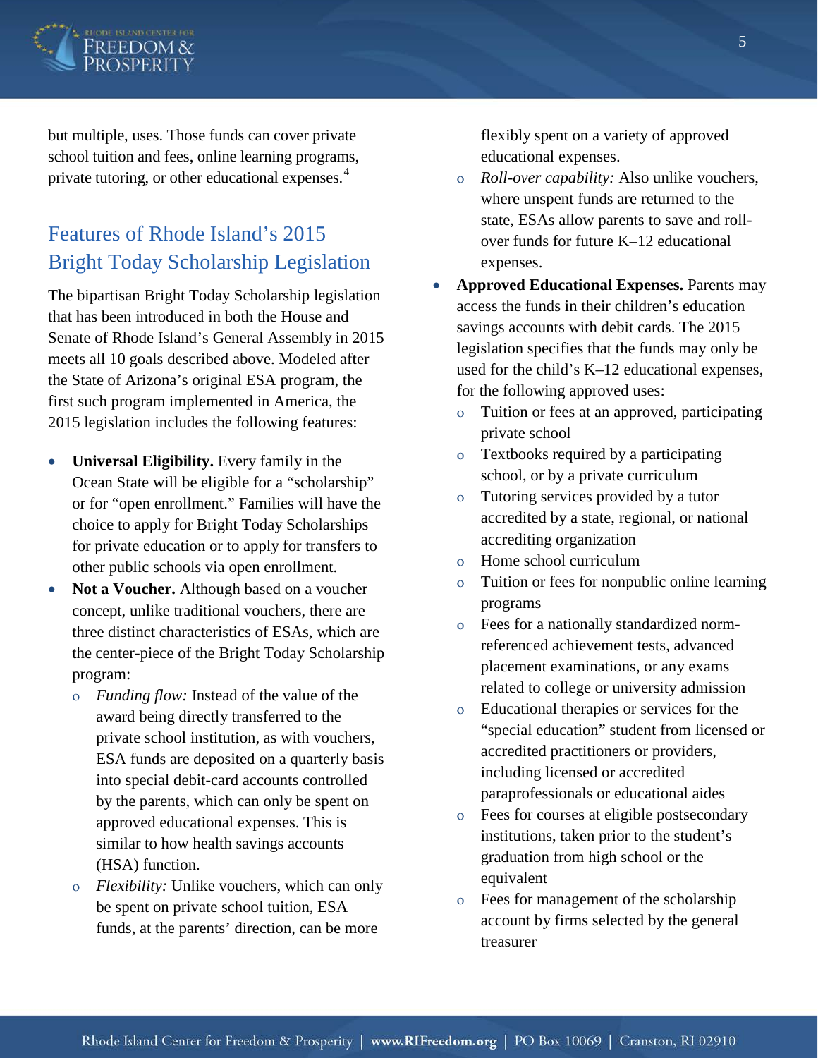but multiple, uses. Those funds can cover private school tuition and fees, online learning programs, private tutoring, or other educational expenses.[4]

## Features of Rhode Island's 2015 Bright Today Scholarship Legislation

The bipartisan Bright Today Scholarship legislation that has been introduced in both the House and Senate of Rhode Island's General Assembly in 2015 meets all 10 goals described above. Modeled after the State of Arizona's original ESA program, the first such program implemented in America, the 2015 legislation includes the following features:

- **Universal Eligibility.** Every family in the Ocean State will be eligible for a "scholarship" or for "open enrollment." Families will have the choice to apply for Bright Today Scholarships for private education or to apply for transfers to other public schools via open enrollment.
- **Not a Voucher.** Although based on a voucher concept, unlike traditional vouchers, there are three distinct characteristics of ESAs, which are the center-piece of the Bright Today Scholarship program:
  - *Funding flow:* Instead of the value of the award being directly transferred to the private school institution, as with vouchers, ESA funds are deposited on a quarterly basis into special debit-card accounts controlled by the parents, which can only be spent on approved educational expenses. This is similar to how health savings accounts (HSA) function.
  - *Flexibility:* Unlike vouchers, which can only be spent on private school tuition, ESA funds, at the parents' direction, can be more flexibly spent on a variety of approved educational expenses.
  - *Roll-over capability:* Also unlike vouchers, where unspent funds are returned to the state, ESAs allow parents to save and roll-over funds for future K–12 educational expenses.
- **Approved Educational Expenses.** Parents may access the funds in their children's education savings accounts with debit cards. The 2015 legislation specifies that the funds may only be used for the child's K–12 educational expenses, for the following approved uses:
  - Tuition or fees at an approved, participating private school
  - Textbooks required by a participating school, or by a private curriculum
  - Tutoring services provided by a tutor accredited by a state, regional, or national accrediting organization
  - Home school curriculum
  - Tuition or fees for nonpublic online learning programs
  - Fees for a nationally standardized norm-referenced achievement tests, advanced placement examinations, or any exams related to college or university admission
  - Educational therapies or services for the "special education" student from licensed or accredited practitioners or providers, including licensed or accredited paraprofessionals or educational aides
  - Fees for courses at eligible postsecondary institutions, taken prior to the student's graduation from high school or the equivalent
  - Fees for management of the scholarship account by firms selected by the general treasurer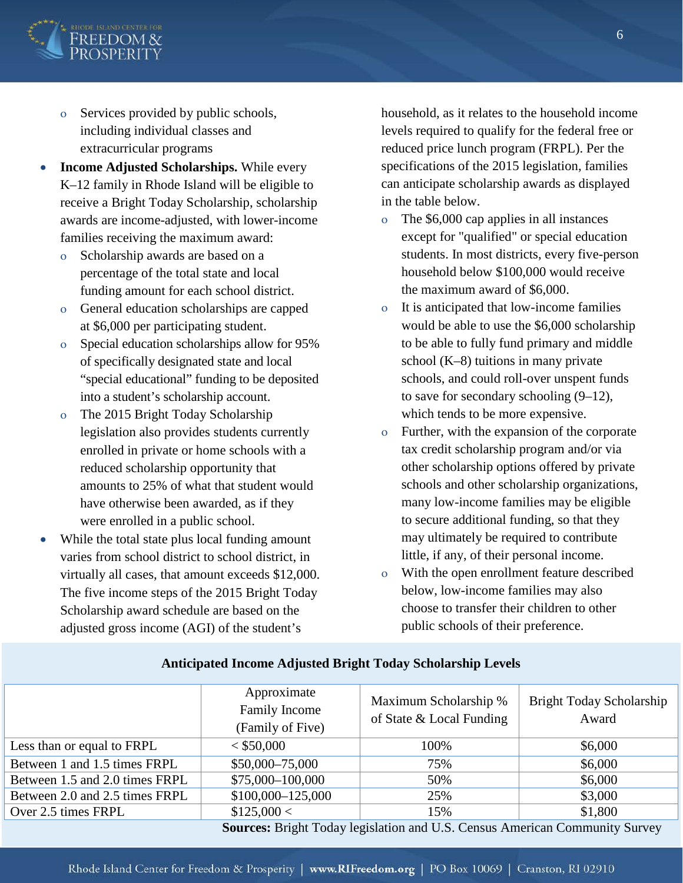- Services provided by public schools, including individual classes and extracurricular programs
- **Income Adjusted Scholarships.** While every K–12 family in Rhode Island will be eligible to receive a Bright Today Scholarship, scholarship awards are income-adjusted, with lower-income families receiving the maximum award:
  - Scholarship awards are based on a percentage of the total state and local funding amount for each school district.
  - General education scholarships are capped at $6,000 per participating student.
  - Special education scholarships allow for 95% of specifically designated state and local "special educational" funding to be deposited into a student's scholarship account.
  - The 2015 Bright Today Scholarship legislation also provides students currently enrolled in private or home schools with a reduced scholarship opportunity that amounts to 25% of what that student would have otherwise been awarded, as if they were enrolled in a public school.
- While the total state plus local funding amount varies from school district to school district, in virtually all cases, that amount exceeds $12,000. The five income steps of the 2015 Bright Today Scholarship award schedule are based on the adjusted gross income (AGI) of the student's household, as it relates to the household income levels required to qualify for the federal free or reduced price lunch program (FRPL). Per the specifications of the 2015 legislation, families can anticipate scholarship awards as displayed in the table below.
  - The $6,000 cap applies in all instances except for "qualified" or special education students. In most districts, every five-person household below $100,000 would receive the maximum award of $6,000.
  - It is anticipated that low-income families would be able to use the $6,000 scholarship to be able to fully fund primary and middle school (K–8) tuitions in many private schools, and could roll-over unspent funds to save for secondary schooling (9–12), which tends to be more expensive.
  - Further, with the expansion of the corporate tax credit scholarship program and/or via other scholarship options offered by private schools and other scholarship organizations, many low-income families may be eligible to secure additional funding, so that they may ultimately be required to contribute little, if any, of their personal income.
  - With the open enrollment feature described below, low-income families may also choose to transfer their children to other public schools of their preference.

**Anticipated Income Adjusted Bright Today Scholarship Levels**

| | Approximate Family Income (Family of Five) | Maximum Scholarship % of State & Local Funding | Bright Today Scholarship Award |
|---|---|---|---|
| Less than or equal to FRPL | < $50,000 | 100% | $6,000 |
| Between 1 and 1.5 times FRPL | $50,000–75,000 | 75% | $6,000 |
| Between 1.5 and 2.0 times FRPL | $75,000–100,000 | 50% | $6,000 |
| Between 2.0 and 2.5 times FRPL | $100,000–125,000 | 25% | $3,000 |
| Over 2.5 times FRPL | $125,000 < | 15% | $1,800 |

**Sources:** Bright Today legislation and U.S. Census American Community Survey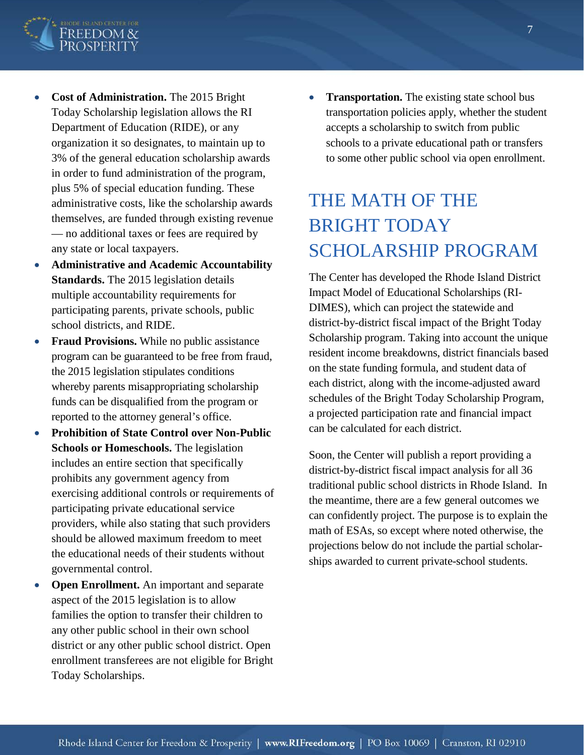- **Cost of Administration.** The 2015 Bright Today Scholarship legislation allows the RI Department of Education (RIDE), or any organization it so designates, to maintain up to 3% of the general education scholarship awards in order to fund administration of the program, plus 5% of special education funding. These administrative costs, like the scholarship awards themselves, are funded through existing revenue — no additional taxes or fees are required by any state or local taxpayers.
- **Administrative and Academic Accountability Standards.** The 2015 legislation details multiple accountability requirements for participating parents, private schools, public school districts, and RIDE.
- **Fraud Provisions.** While no public assistance program can be guaranteed to be free from fraud, the 2015 legislation stipulates conditions whereby parents misappropriating scholarship funds can be disqualified from the program or reported to the attorney general's office.
- **Prohibition of State Control over Non-Public Schools or Homeschools.** The legislation includes an entire section that specifically prohibits any government agency from exercising additional controls or requirements of participating private educational service providers, while also stating that such providers should be allowed maximum freedom to meet the educational needs of their students without governmental control.
- **Open Enrollment.** An important and separate aspect of the 2015 legislation is to allow families the option to transfer their children to any other public school in their own school district or any other public school district. Open enrollment transferees are not eligible for Bright Today Scholarships.
- **Transportation.** The existing state school bus transportation policies apply, whether the student accepts a scholarship to switch from public schools to a private educational path or transfers to some other public school via open enrollment.

## THE MATH OF THE BRIGHT TODAY SCHOLARSHIP PROGRAM

The Center has developed the Rhode Island District Impact Model of Educational Scholarships (RI-DIMES), which can project the statewide and district-by-district fiscal impact of the Bright Today Scholarship program. Taking into account the unique resident income breakdowns, district financials based on the state funding formula, and student data of each district, along with the income-adjusted award schedules of the Bright Today Scholarship Program, a projected participation rate and financial impact can be calculated for each district.

Soon, the Center will publish a report providing a district-by-district fiscal impact analysis for all 36 traditional public school districts in Rhode Island. In the meantime, there are a few general outcomes we can confidently project. The purpose is to explain the math of ESAs, so except where noted otherwise, the projections below do not include the partial scholarships awarded to current private-school students.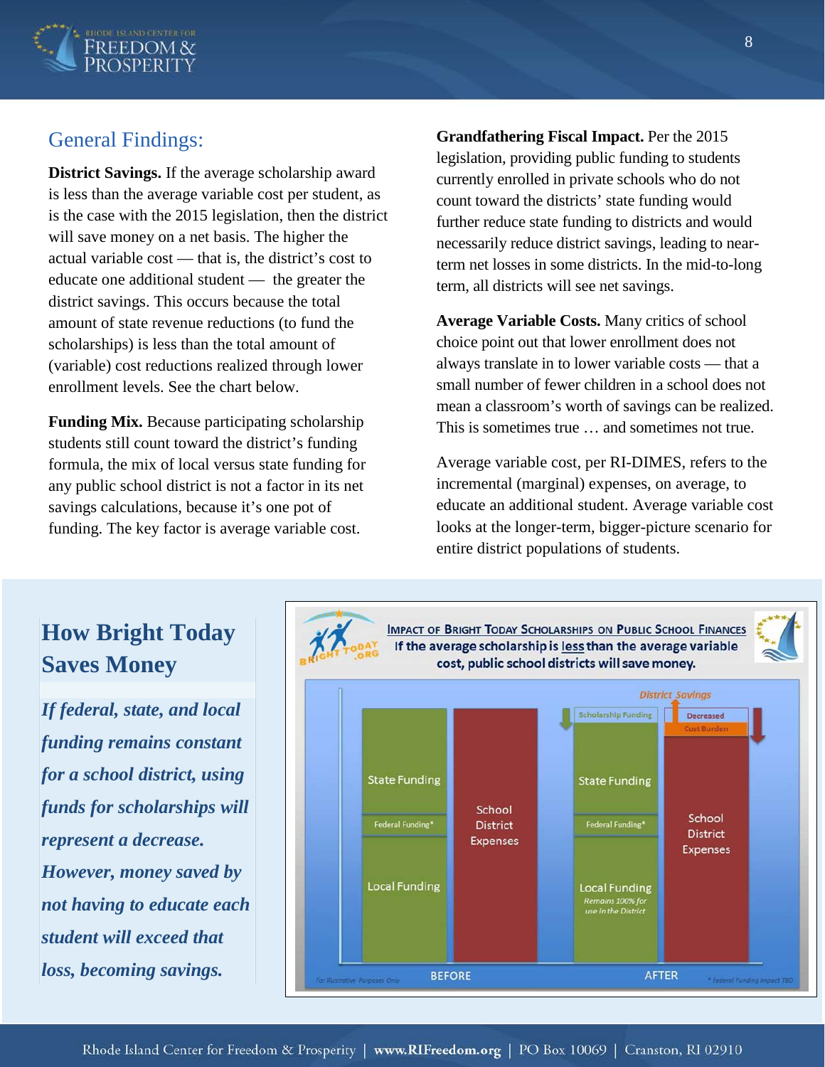## General Findings:

**District Savings.** If the average scholarship award is less than the average variable cost per student, as is the case with the 2015 legislation, then the district will save money on a net basis. The higher the actual variable cost — that is, the district's cost to educate one additional student — the greater the district savings. This occurs because the total amount of state revenue reductions (to fund the scholarships) is less than the total amount of (variable) cost reductions realized through lower enrollment levels. See the chart below.

**Funding Mix.** Because participating scholarship students still count toward the district's funding formula, the mix of local versus state funding for any public school district is not a factor in its net savings calculations, because it's one pot of funding. The key factor is average variable cost.

**Grandfathering Fiscal Impact.** Per the 2015 legislation, providing public funding to students currently enrolled in private schools who do not count toward the districts' state funding would further reduce state funding to districts and would necessarily reduce district savings, leading to near-term net losses in some districts. In the mid-to-long term, all districts will see net savings.

**Average Variable Costs.** Many critics of school choice point out that lower enrollment does not always translate in to lower variable costs — that a small number of fewer children in a school does not mean a classroom's worth of savings can be realized. This is sometimes true … and sometimes not true.

Average variable cost, per RI-DIMES, refers to the incremental (marginal) expenses, on average, to educate an additional student. Average variable cost looks at the longer-term, bigger-picture scenario for entire district populations of students.

## How Bright Today Saves Money

***If federal, state, and local funding remains constant for a school district, using funds for scholarships will represent a decrease. However, money saved by not having to educate each student will exceed that loss, becoming savings.***

**Impact of Bright Today Scholarships on Public School Finances**

**If the average scholarship is less than the average variable cost, public school districts will save money.**

| | Before | After |
|---|---|---|
| Funding | State Funding, Federal Funding*, Local Funding | Scholarship Funding (decrease), State Funding, Federal Funding*, Local Funding (Remains 100% for use in the District) |
| School District Expenses | School District Expenses | Decreased Cost Burden (District Savings), School District Expenses |

For Illustrative Purposes Only

\* Federal Funding Impact TBD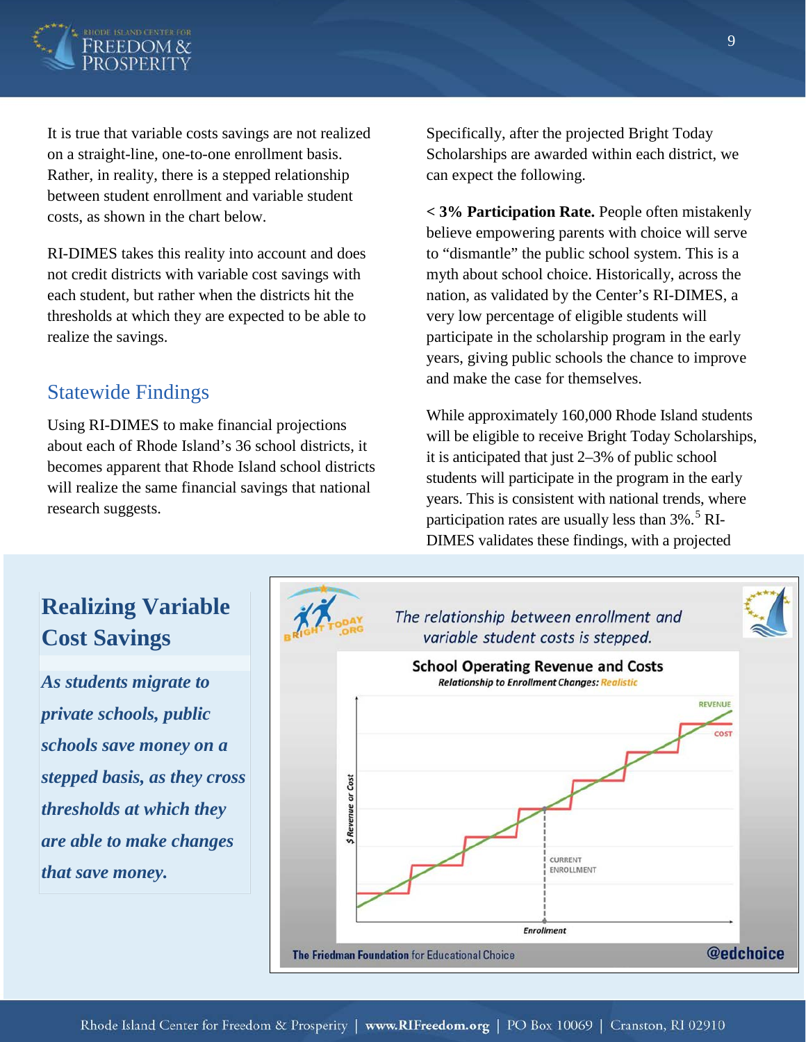It is true that variable costs savings are not realized on a straight-line, one-to-one enrollment basis. Rather, in reality, there is a stepped relationship between student enrollment and variable student costs, as shown in the chart below.

RI-DIMES takes this reality into account and does not credit districts with variable cost savings with each student, but rather when the districts hit the thresholds at which they are expected to be able to realize the savings.

## Statewide Findings

Using RI-DIMES to make financial projections about each of Rhode Island's 36 school districts, it becomes apparent that Rhode Island school districts will realize the same financial savings that national research suggests.

Specifically, after the projected Bright Today Scholarships are awarded within each district, we can expect the following.

**< 3% Participation Rate.** People often mistakenly believe empowering parents with choice will serve to "dismantle" the public school system. This is a myth about school choice. Historically, across the nation, as validated by the Center's RI-DIMES, a very low percentage of eligible students will participate in the scholarship program in the early years, giving public schools the chance to improve and make the case for themselves.

While approximately 160,000 Rhode Island students will be eligible to receive Bright Today Scholarships, it is anticipated that just 2–3% of public school students will participate in the program in the early years. This is consistent with national trends, where participation rates are usually less than 3%.[5] RI-DIMES validates these findings, with a projected

## Realizing Variable Cost Savings

***As students migrate to private schools, public schools save money on a stepped basis, as they cross thresholds at which they are able to make changes that save money.***

The relationship between enrollment and variable student costs is stepped.

**School Operating Revenue and Costs**

Relationship to Enrollment Changes: Realistic

The Friedman Foundation for Educational Choice @edchoice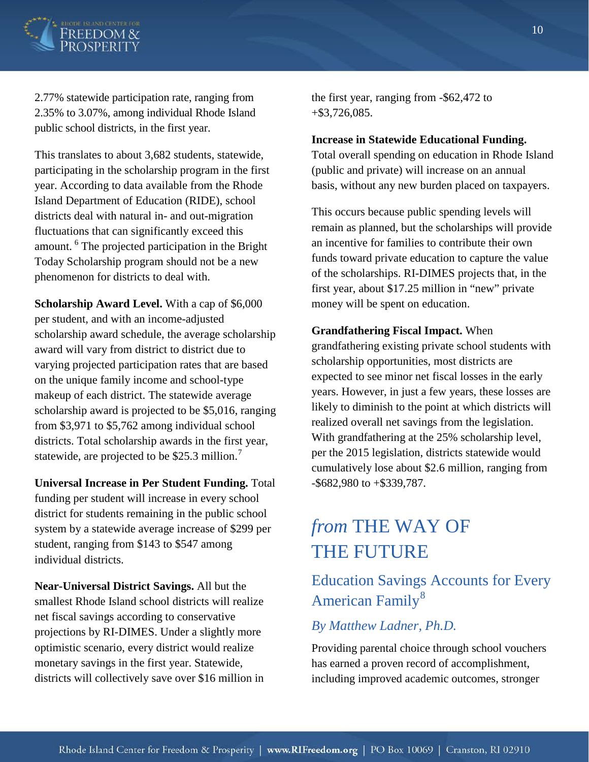2.77% statewide participation rate, ranging from 2.35% to 3.07%, among individual Rhode Island public school districts, in the first year.

This translates to about 3,682 students, statewide, participating in the scholarship program in the first year. According to data available from the Rhode Island Department of Education (RIDE), school districts deal with natural in- and out-migration fluctuations that can significantly exceed this amount. [6] The projected participation in the Bright Today Scholarship program should not be a new phenomenon for districts to deal with.

**Scholarship Award Level.** With a cap of $6,000 per student, and with an income-adjusted scholarship award schedule, the average scholarship award will vary from district to district due to varying projected participation rates that are based on the unique family income and school-type makeup of each district. The statewide average scholarship award is projected to be $5,016, ranging from $3,971 to $5,762 among individual school districts. Total scholarship awards in the first year, statewide, are projected to be $25.3 million.[7]

**Universal Increase in Per Student Funding.** Total funding per student will increase in every school district for students remaining in the public school system by a statewide average increase of $299 per student, ranging from $143 to $547 among individual districts.

**Near-Universal District Savings.** All but the smallest Rhode Island school districts will realize net fiscal savings according to conservative projections by RI-DIMES. Under a slightly more optimistic scenario, every district would realize monetary savings in the first year. Statewide, districts will collectively save over $16 million in the first year, ranging from -$62,472 to +$3,726,085.

**Increase in Statewide Educational Funding.** Total overall spending on education in Rhode Island (public and private) will increase on an annual basis, without any new burden placed on taxpayers.

This occurs because public spending levels will remain as planned, but the scholarships will provide an incentive for families to contribute their own funds toward private education to capture the value of the scholarships. RI-DIMES projects that, in the first year, about $17.25 million in "new" private money will be spent on education.

**Grandfathering Fiscal Impact.** When grandfathering existing private school students with scholarship opportunities, most districts are expected to see minor net fiscal losses in the early years. However, in just a few years, these losses are likely to diminish to the point at which districts will realized overall net savings from the legislation. With grandfathering at the 25% scholarship level, per the 2015 legislation, districts statewide would cumulatively lose about $2.6 million, ranging from -$682,980 to +$339,787.

# *from* THE WAY OF THE FUTURE

## Education Savings Accounts for Every American Family[8]

### *By Matthew Ladner, Ph.D.*

Providing parental choice through school vouchers has earned a proven record of accomplishment, including improved academic outcomes, stronger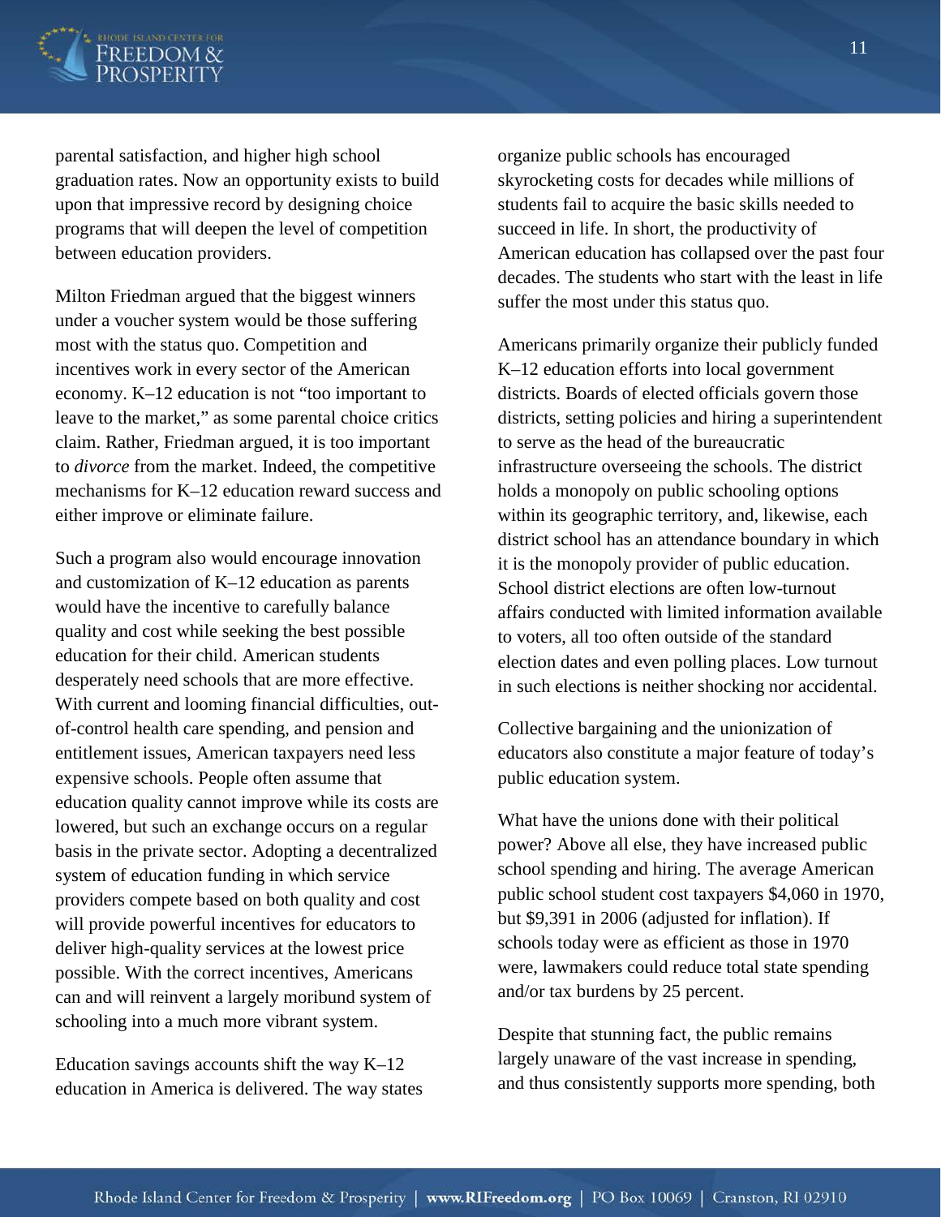parental satisfaction, and higher high school graduation rates. Now an opportunity exists to build upon that impressive record by designing choice programs that will deepen the level of competition between education providers.

Milton Friedman argued that the biggest winners under a voucher system would be those suffering most with the status quo. Competition and incentives work in every sector of the American economy. K–12 education is not "too important to leave to the market," as some parental choice critics claim. Rather, Friedman argued, it is too important to *divorce* from the market. Indeed, the competitive mechanisms for K–12 education reward success and either improve or eliminate failure.

Such a program also would encourage innovation and customization of K–12 education as parents would have the incentive to carefully balance quality and cost while seeking the best possible education for their child. American students desperately need schools that are more effective. With current and looming financial difficulties, out-of-control health care spending, and pension and entitlement issues, American taxpayers need less expensive schools. People often assume that education quality cannot improve while its costs are lowered, but such an exchange occurs on a regular basis in the private sector. Adopting a decentralized system of education funding in which service providers compete based on both quality and cost will provide powerful incentives for educators to deliver high-quality services at the lowest price possible. With the correct incentives, Americans can and will reinvent a largely moribund system of schooling into a much more vibrant system.

Education savings accounts shift the way K–12 education in America is delivered. The way states organize public schools has encouraged skyrocketing costs for decades while millions of students fail to acquire the basic skills needed to succeed in life. In short, the productivity of American education has collapsed over the past four decades. The students who start with the least in life suffer the most under this status quo.

Americans primarily organize their publicly funded K–12 education efforts into local government districts. Boards of elected officials govern those districts, setting policies and hiring a superintendent to serve as the head of the bureaucratic infrastructure overseeing the schools. The district holds a monopoly on public schooling options within its geographic territory, and, likewise, each district school has an attendance boundary in which it is the monopoly provider of public education. School district elections are often low-turnout affairs conducted with limited information available to voters, all too often outside of the standard election dates and even polling places. Low turnout in such elections is neither shocking nor accidental.

Collective bargaining and the unionization of educators also constitute a major feature of today's public education system.

What have the unions done with their political power? Above all else, they have increased public school spending and hiring. The average American public school student cost taxpayers $4,060 in 1970, but $9,391 in 2006 (adjusted for inflation). If schools today were as efficient as those in 1970 were, lawmakers could reduce total state spending and/or tax burdens by 25 percent.

Despite that stunning fact, the public remains largely unaware of the vast increase in spending, and thus consistently supports more spending, both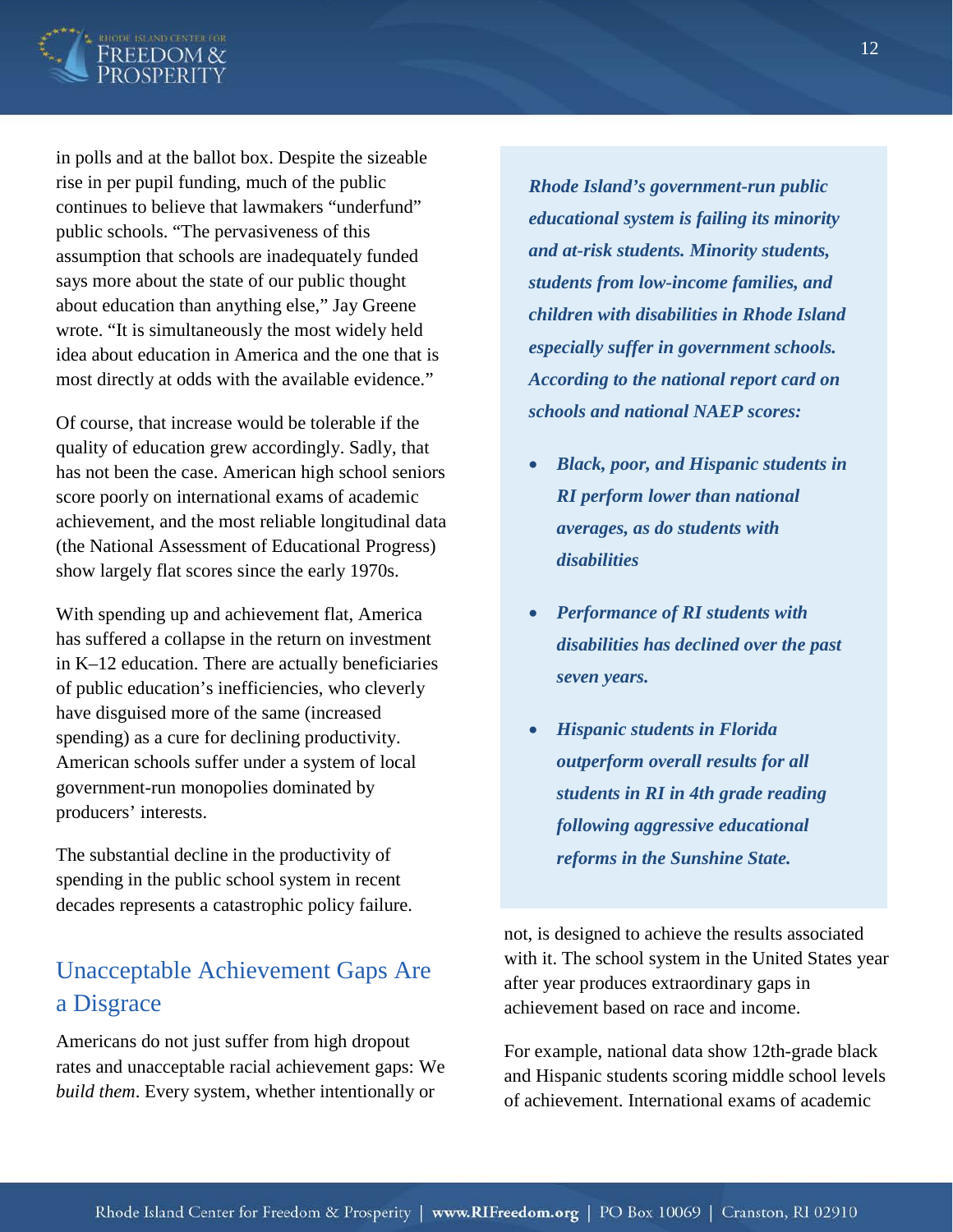in polls and at the ballot box. Despite the sizeable rise in per pupil funding, much of the public continues to believe that lawmakers "underfund" public schools. "The pervasiveness of this assumption that schools are inadequately funded says more about the state of our public thought about education than anything else," Jay Greene wrote. "It is simultaneously the most widely held idea about education in America and the one that is most directly at odds with the available evidence."

Of course, that increase would be tolerable if the quality of education grew accordingly. Sadly, that has not been the case. American high school seniors score poorly on international exams of academic achievement, and the most reliable longitudinal data (the National Assessment of Educational Progress) show largely flat scores since the early 1970s.

With spending up and achievement flat, America has suffered a collapse in the return on investment in K–12 education. There are actually beneficiaries of public education's inefficiencies, who cleverly have disguised more of the same (increased spending) as a cure for declining productivity. American schools suffer under a system of local government-run monopolies dominated by producers' interests.

The substantial decline in the productivity of spending in the public school system in recent decades represents a catastrophic policy failure.

## Unacceptable Achievement Gaps Are a Disgrace

Americans do not just suffer from high dropout rates and unacceptable racial achievement gaps: We *build them*. Every system, whether intentionally or not, is designed to achieve the results associated with it. The school system in the United States year after year produces extraordinary gaps in achievement based on race and income.

For example, national data show 12th-grade black and Hispanic students scoring middle school levels of achievement. International exams of academic

***Rhode Island's government-run public educational system is failing its minority and at-risk students. Minority students, students from low-income families, and children with disabilities in Rhode Island especially suffer in government schools. According to the national report card on schools and national NAEP scores:***

- ***Black, poor, and Hispanic students in RI perform lower than national averages, as do students with disabilities***
- ***Performance of RI students with disabilities has declined over the past seven years.***
- ***Hispanic students in Florida outperform overall results for all students in RI in 4th grade reading following aggressive educational reforms in the Sunshine State.***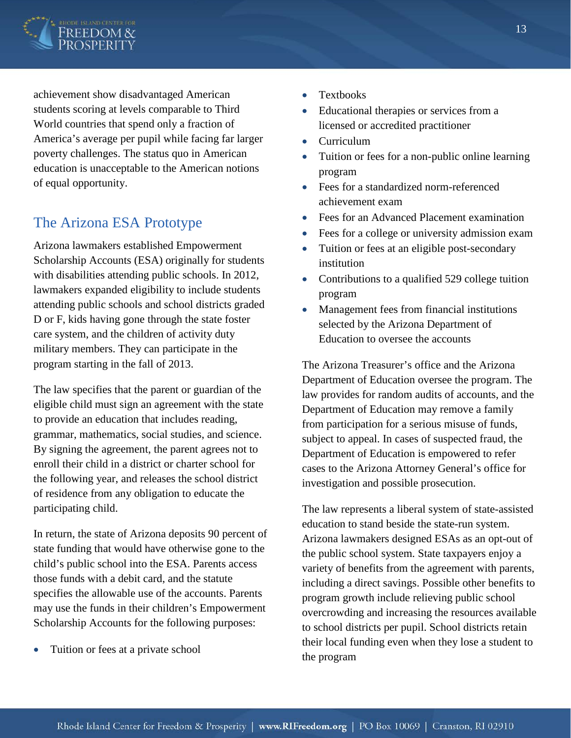achievement show disadvantaged American students scoring at levels comparable to Third World countries that spend only a fraction of America's average per pupil while facing far larger poverty challenges. The status quo in American education is unacceptable to the American notions of equal opportunity.

## The Arizona ESA Prototype

Arizona lawmakers established Empowerment Scholarship Accounts (ESA) originally for students with disabilities attending public schools. In 2012, lawmakers expanded eligibility to include students attending public schools and school districts graded D or F, kids having gone through the state foster care system, and the children of activity duty military members. They can participate in the program starting in the fall of 2013.

The law specifies that the parent or guardian of the eligible child must sign an agreement with the state to provide an education that includes reading, grammar, mathematics, social studies, and science. By signing the agreement, the parent agrees not to enroll their child in a district or charter school for the following year, and releases the school district of residence from any obligation to educate the participating child.

In return, the state of Arizona deposits 90 percent of state funding that would have otherwise gone to the child's public school into the ESA. Parents access those funds with a debit card, and the statute specifies the allowable use of the accounts. Parents may use the funds in their children's Empowerment Scholarship Accounts for the following purposes:

- Tuition or fees at a private school
- Textbooks
- Educational therapies or services from a licensed or accredited practitioner
- Curriculum
- Tuition or fees for a non-public online learning program
- Fees for a standardized norm-referenced achievement exam
- Fees for an Advanced Placement examination
- Fees for a college or university admission exam
- Tuition or fees at an eligible post-secondary institution
- Contributions to a qualified 529 college tuition program
- Management fees from financial institutions selected by the Arizona Department of Education to oversee the accounts

The Arizona Treasurer's office and the Arizona Department of Education oversee the program. The law provides for random audits of accounts, and the Department of Education may remove a family from participation for a serious misuse of funds, subject to appeal. In cases of suspected fraud, the Department of Education is empowered to refer cases to the Arizona Attorney General's office for investigation and possible prosecution.

The law represents a liberal system of state-assisted education to stand beside the state-run system. Arizona lawmakers designed ESAs as an opt-out of the public school system. State taxpayers enjoy a variety of benefits from the agreement with parents, including a direct savings. Possible other benefits to program growth include relieving public school overcrowding and increasing the resources available to school districts per pupil. School districts retain their local funding even when they lose a student to the program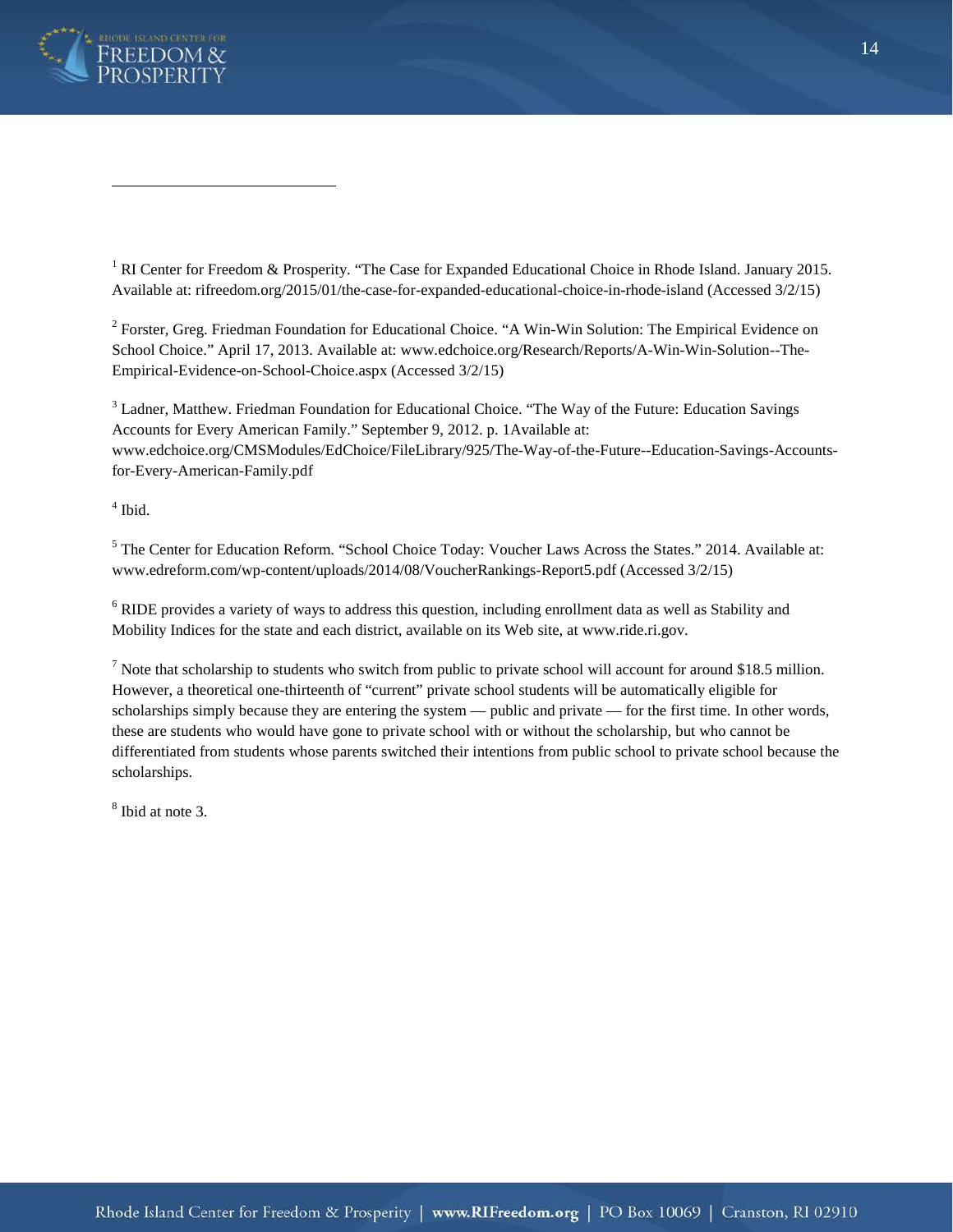[1] RI Center for Freedom & Prosperity. "The Case for Expanded Educational Choice in Rhode Island. January 2015. Available at: rifreedom.org/2015/01/the-case-for-expanded-educational-choice-in-rhode-island (Accessed 3/2/15)

[2] Forster, Greg. Friedman Foundation for Educational Choice. "A Win-Win Solution: The Empirical Evidence on School Choice." April 17, 2013. Available at: www.edchoice.org/Research/Reports/A-Win-Win-Solution--The-Empirical-Evidence-on-School-Choice.aspx (Accessed 3/2/15)

[3] Ladner, Matthew. Friedman Foundation for Educational Choice. "The Way of the Future: Education Savings Accounts for Every American Family." September 9, 2012. p. 1Available at: www.edchoice.org/CMSModules/EdChoice/FileLibrary/925/The-Way-of-the-Future--Education-Savings-Accounts-for-Every-American-Family.pdf

[4] Ibid.

[5] The Center for Education Reform. "School Choice Today: Voucher Laws Across the States." 2014. Available at: www.edreform.com/wp-content/uploads/2014/08/VoucherRankings-Report5.pdf (Accessed 3/2/15)

[6] RIDE provides a variety of ways to address this question, including enrollment data as well as Stability and Mobility Indices for the state and each district, available on its Web site, at www.ride.ri.gov.

[7] Note that scholarship to students who switch from public to private school will account for around $18.5 million. However, a theoretical one-thirteenth of "current" private school students will be automatically eligible for scholarships simply because they are entering the system — public and private — for the first time. In other words, these are students who would have gone to private school with or without the scholarship, but who cannot be differentiated from students whose parents switched their intentions from public school to private school because the scholarships.

[8] Ibid at note 3.